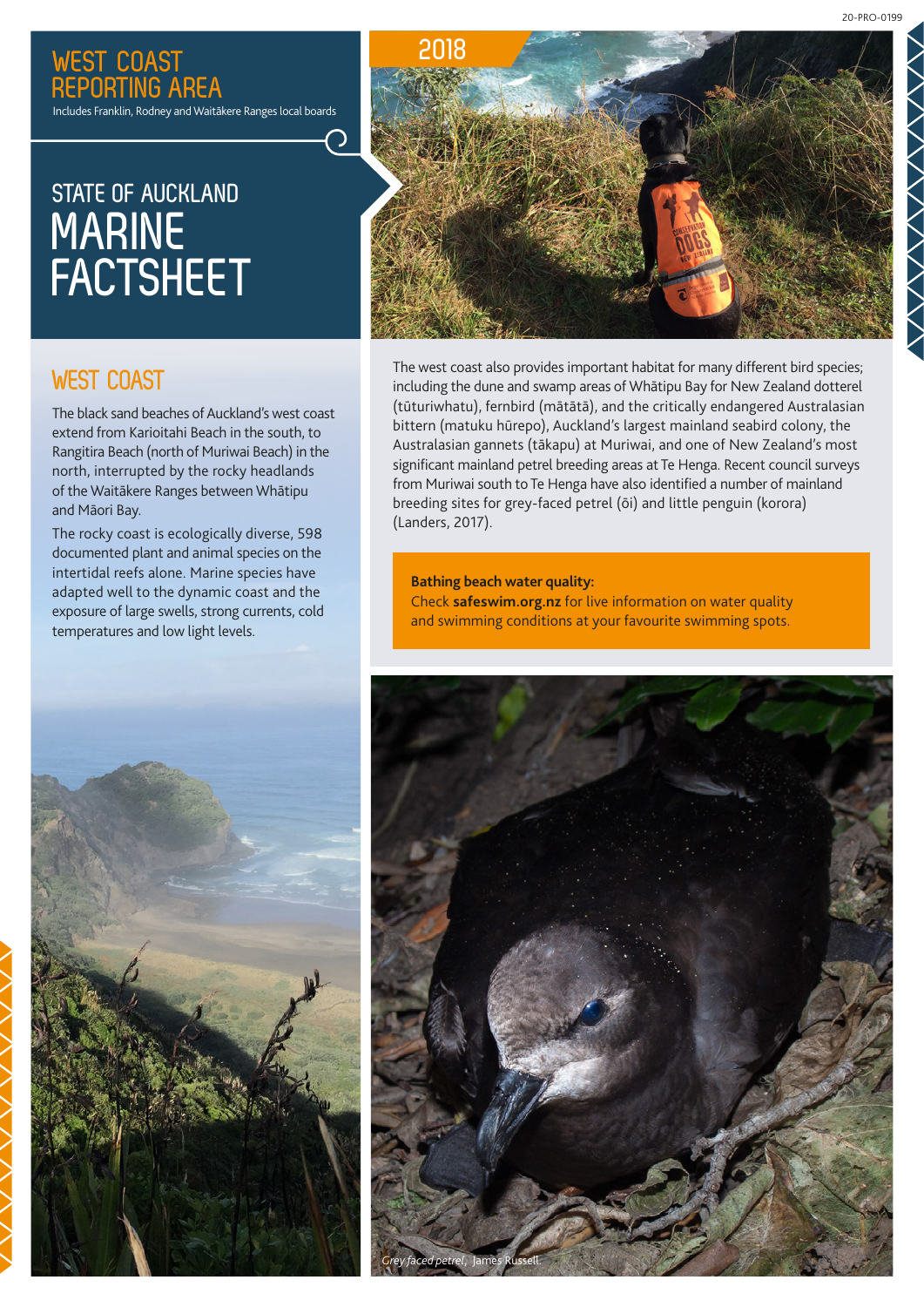# WEST COAST REPORTING AREA

Includes Franklin, Rodney and Waitākere Ranges local boards

## STATE OF AUCKLAND MARINE FACTSHEET

2018

## WEST COAST

The black sand beaches of Auckland's west coast extend from Karioitahi Beach in the south, to Rangitira Beach (north of Muriwai Beach) in the north, interrupted by the rocky headlands of the Waitākere Ranges between Whātipu and Māori Bay.

The rocky coast is ecologically diverse, 598 documented plant and animal species on the intertidal reefs alone. Marine species have adapted well to the dynamic coast and the exposure of large swells, strong currents, cold temperatures and low light levels.

The west coast also provides important habitat for many different bird species; including the dune and swamp areas of Whātipu Bay for New Zealand dotterel (tūturiwhatu), fernbird (mātātā), and the critically endangered Australasian bittern (matuku hūrepo), Auckland's largest mainland seabird colony, the Australasian gannets (tākapu) at Muriwai, and one of New Zealand's most significant mainland petrel breeding areas at Te Henga. Recent council surveys from Muriwai south to Te Henga have also identified a number of mainland breeding sites for grey-faced petrel (ōi) and little penguin (korora) (Landers, 2017).

**Bathing beach water quality:**
Check **safeswim.org.nz** for live information on water quality and swimming conditions at your favourite swimming spots.

*Grey faced petrel*, James Russell.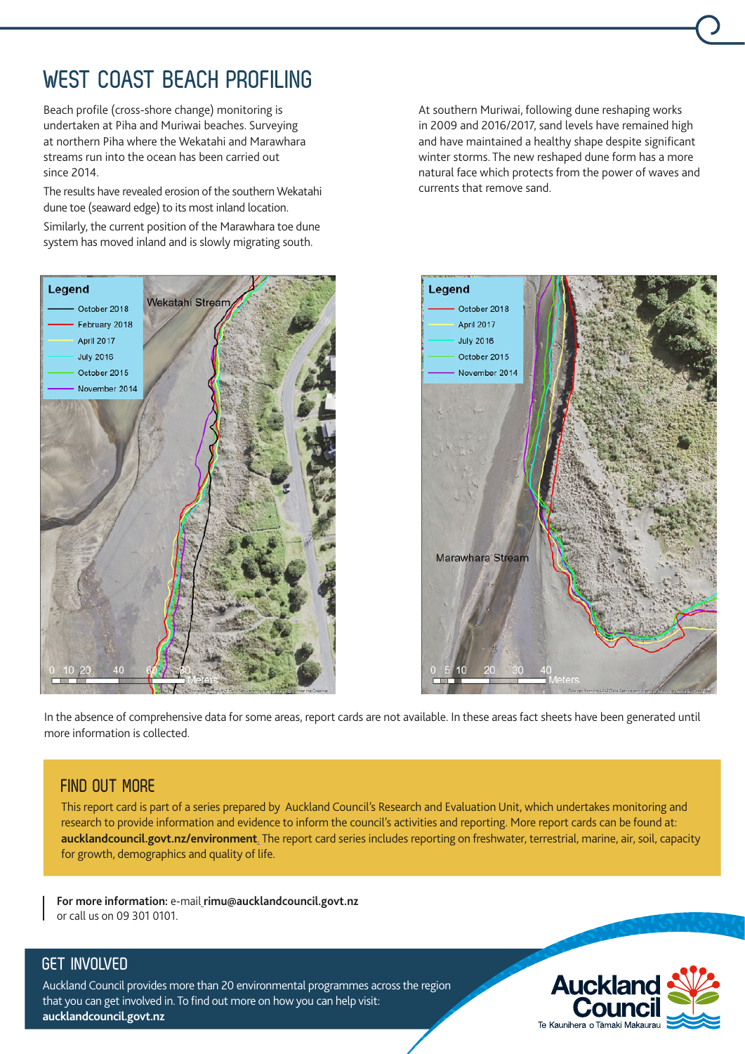# WEST COAST BEACH PROFILING

Beach profile (cross-shore change) monitoring is undertaken at Piha and Muriwai beaches. Surveying at northern Piha where the Wekatahi and Marawhara streams run into the ocean has been carried out since 2014.

The results have revealed erosion of the southern Wekatahi dune toe (seaward edge) to its most inland location.

Similarly, the current position of the Marawhara toe dune system has moved inland and is slowly migrating south.

At southern Muriwai, following dune reshaping works in 2009 and 2016/2017, sand levels have remained high and have maintained a healthy shape despite significant winter storms. The new reshaped dune form has a more natural face which protects from the power of waves and currents that remove sand.

Legend
October 2018
February 2018
April 2017
July 2016
October 2015
November 2014

Wekatahi Stream

0 10 20 40 60 80
Meters

Legend
October 2018
April 2017
July 2016
October 2015
November 2014

Marawhara Stream

0 5 10 20 30 40
Meters

In the absence of comprehensive data for some areas, report cards are not available. In these areas fact sheets have been generated until more information is collected.

## FIND OUT MORE

This report card is part of a series prepared by Auckland Council's Research and Evaluation Unit, which undertakes monitoring and research to provide information and evidence to inform the council's activities and reporting. More report cards can be found at: **aucklandcouncil.govt.nz/environment**. The report card series includes reporting on freshwater, terrestrial, marine, air, soil, capacity for growth, demographics and quality of life.

**For more information:** e-mail **rimu@aucklandcouncil.govt.nz** or call us on 09 301 0101.

## GET INVOLVED

Auckland Council provides more than 20 environmental programmes across the region that you can get involved in. To find out more on how you can help visit: **aucklandcouncil.govt.nz**

Auckland Council
Te Kaunihera o Tāmaki Makaurau